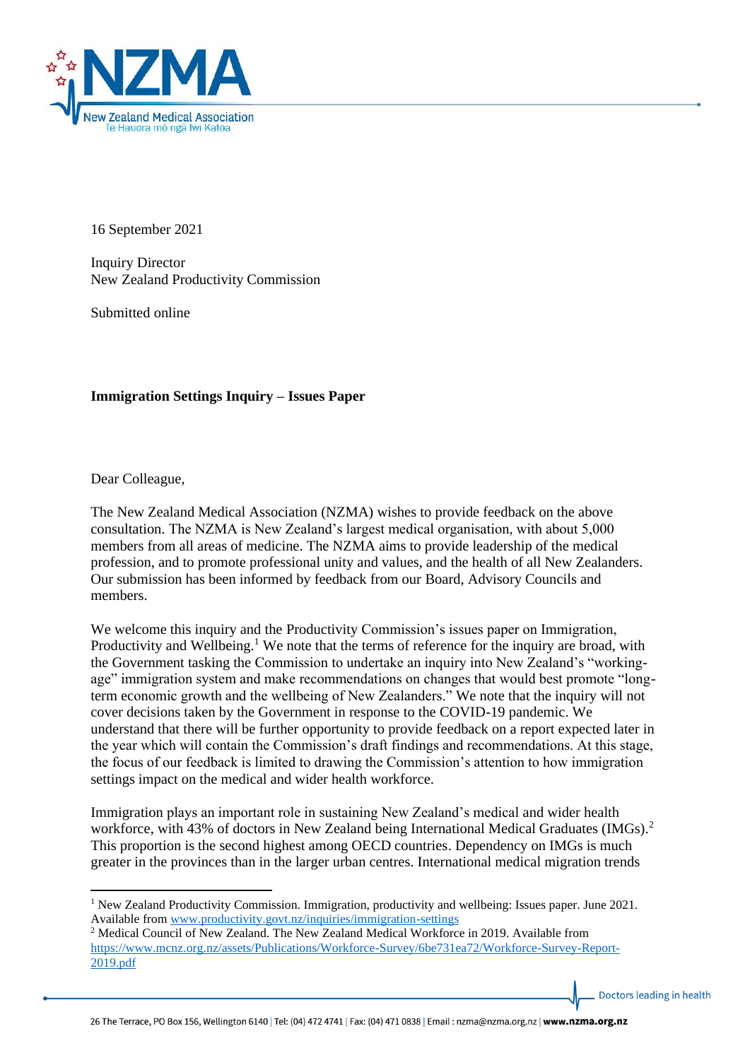16 September 2021

Inquiry Director
New Zealand Productivity Commission

Submitted online

**Immigration Settings Inquiry – Issues Paper**

Dear Colleague,

The New Zealand Medical Association (NZMA) wishes to provide feedback on the above consultation. The NZMA is New Zealand's largest medical organisation, with about 5,000 members from all areas of medicine. The NZMA aims to provide leadership of the medical profession, and to promote professional unity and values, and the health of all New Zealanders. Our submission has been informed by feedback from our Board, Advisory Councils and members.

We welcome this inquiry and the Productivity Commission's issues paper on Immigration, Productivity and Wellbeing.[1] We note that the terms of reference for the inquiry are broad, with the Government tasking the Commission to undertake an inquiry into New Zealand's "working-age" immigration system and make recommendations on changes that would best promote "long-term economic growth and the wellbeing of New Zealanders." We note that the inquiry will not cover decisions taken by the Government in response to the COVID-19 pandemic. We understand that there will be further opportunity to provide feedback on a report expected later in the year which will contain the Commission's draft findings and recommendations. At this stage, the focus of our feedback is limited to drawing the Commission's attention to how immigration settings impact on the medical and wider health workforce.

Immigration plays an important role in sustaining New Zealand's medical and wider health workforce, with 43% of doctors in New Zealand being International Medical Graduates (IMGs).[2] This proportion is the second highest among OECD countries. Dependency on IMGs is much greater in the provinces than in the larger urban centres. International medical migration trends

---

[1] New Zealand Productivity Commission. Immigration, productivity and wellbeing: Issues paper. June 2021. Available from www.productivity.govt.nz/inquiries/immigration-settings

[2] Medical Council of New Zealand. The New Zealand Medical Workforce in 2019. Available from https://www.mcnz.org.nz/assets/Publications/Workforce-Survey/6be731ea72/Workforce-Survey-Report-2019.pdf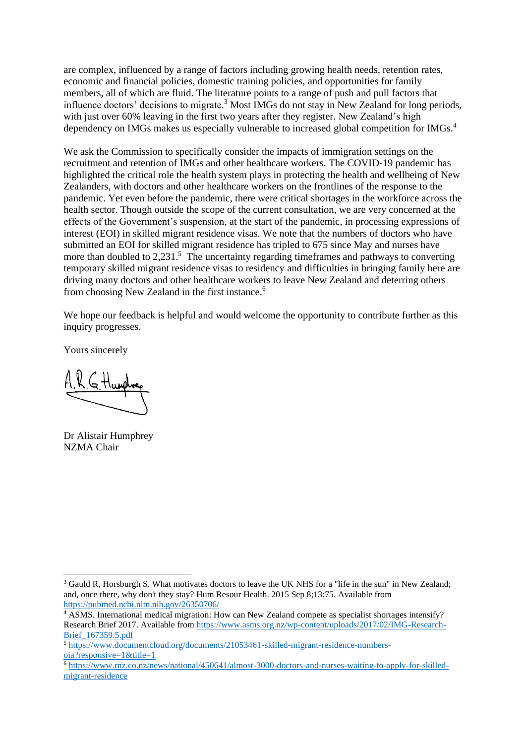are complex, influenced by a range of factors including growing health needs, retention rates, economic and financial policies, domestic training policies, and opportunities for family members, all of which are fluid. The literature points to a range of push and pull factors that influence doctors' decisions to migrate.[3] Most IMGs do not stay in New Zealand for long periods, with just over 60% leaving in the first two years after they register. New Zealand's high dependency on IMGs makes us especially vulnerable to increased global competition for IMGs.[4]

We ask the Commission to specifically consider the impacts of immigration settings on the recruitment and retention of IMGs and other healthcare workers. The COVID-19 pandemic has highlighted the critical role the health system plays in protecting the health and wellbeing of New Zealanders, with doctors and other healthcare workers on the frontlines of the response to the pandemic. Yet even before the pandemic, there were critical shortages in the workforce across the health sector. Though outside the scope of the current consultation, we are very concerned at the effects of the Government's suspension, at the start of the pandemic, in processing expressions of interest (EOI) in skilled migrant residence visas. We note that the numbers of doctors who have submitted an EOI for skilled migrant residence has tripled to 675 since May and nurses have more than doubled to 2,231.[5] The uncertainty regarding timeframes and pathways to converting temporary skilled migrant residence visas to residency and difficulties in bringing family here are driving many doctors and other healthcare workers to leave New Zealand and deterring others from choosing New Zealand in the first instance.[6]

We hope our feedback is helpful and would welcome the opportunity to contribute further as this inquiry progresses.

Yours sincerely

Dr Alistair Humphrey
NZMA Chair

---

[3] Gauld R, Horsburgh S. What motivates doctors to leave the UK NHS for a "life in the sun" in New Zealand; and, once there, why don't they stay? Hum Resour Health. 2015 Sep 8;13:75. Available from https://pubmed.ncbi.nlm.nih.gov/26350706/

[4] ASMS. International medical migration: How can New Zealand compete as specialist shortages intensify? Research Brief 2017. Available from https://www.asms.org.nz/wp-content/uploads/2017/02/IMG-Research-Brief_167359.5.pdf

[5] https://www.documentcloud.org/documents/21053461-skilled-migrant-residence-numbers-oia?responsive=1&title=1

[6] https://www.rnz.co.nz/news/national/450641/almost-3000-doctors-and-nurses-waiting-to-apply-for-skilled-migrant-residence